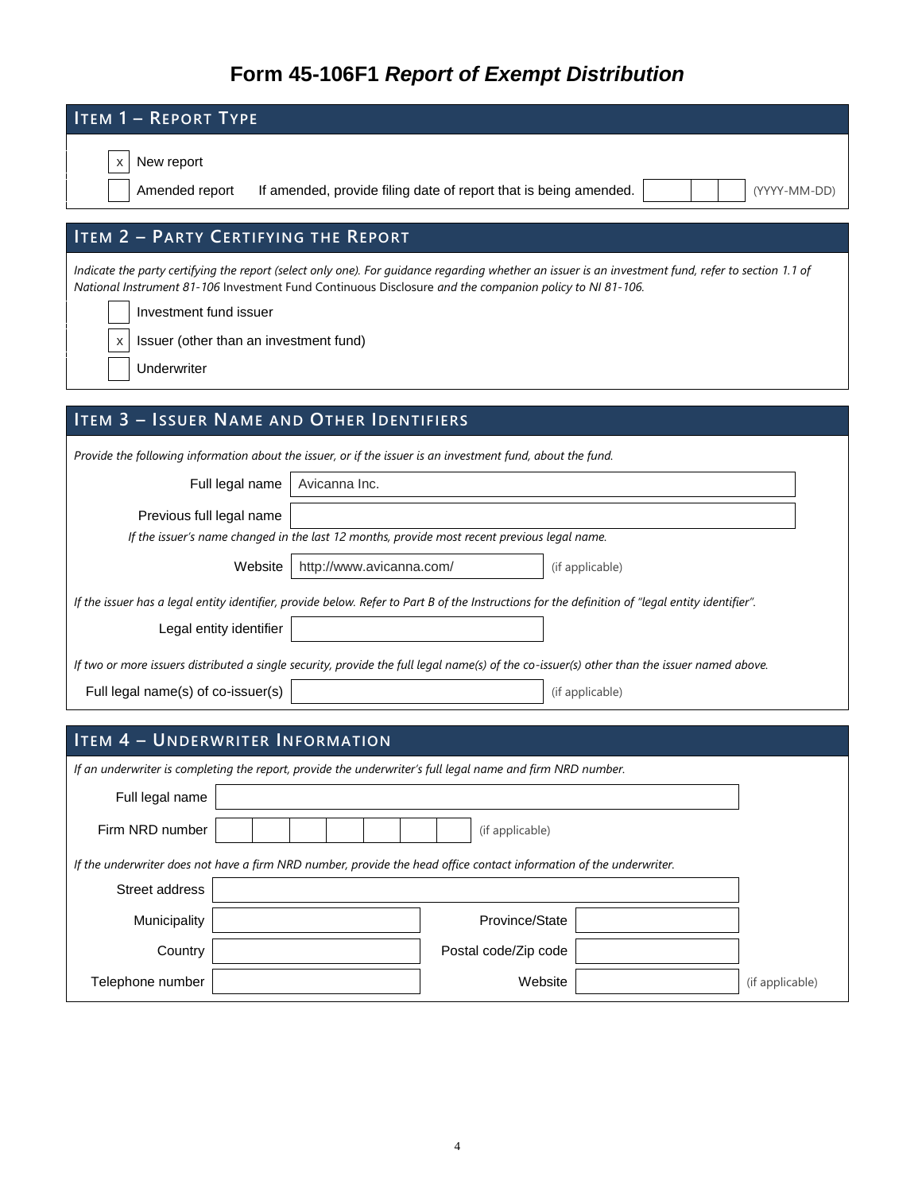# Form 45-106F1 *Report of Exempt Distribution*

## ITEM 1 – REPORT TYPE

- [x] New report
- [ ] Amended report  If amended, provide filing date of report that is being amended. ______ (YYYY-MM-DD)

## ITEM 2 – PARTY CERTIFYING THE REPORT

*Indicate the party certifying the report (select only one). For guidance regarding whether an issuer is an investment fund, refer to section 1.1 of National Instrument 81-106* Investment Fund Continuous Disclosure *and the companion policy to NI 81-106.*

- [ ] Investment fund issuer
- [x] Issuer (other than an investment fund)
- [ ] Underwriter

## ITEM 3 – ISSUER NAME AND OTHER IDENTIFIERS

*Provide the following information about the issuer, or if the issuer is an investment fund, about the fund.*

Full legal name: Avicanna Inc.

Previous full legal name:

*If the issuer's name changed in the last 12 months, provide most recent previous legal name.*

Website: http://www.avicanna.com/ (if applicable)

*If the issuer has a legal entity identifier, provide below. Refer to Part B of the Instructions for the definition of "legal entity identifier".*

Legal entity identifier:

*If two or more issuers distributed a single security, provide the full legal name(s) of the co-issuer(s) other than the issuer named above.*

Full legal name(s) of co-issuer(s): (if applicable)

## ITEM 4 – UNDERWRITER INFORMATION

*If an underwriter is completing the report, provide the underwriter's full legal name and firm NRD number.*

Full legal name:

Firm NRD number: (if applicable)

*If the underwriter does not have a firm NRD number, provide the head office contact information of the underwriter.*

Street address:

Municipality:  Province/State:

Country:  Postal code/Zip code:

Telephone number:  Website: (if applicable)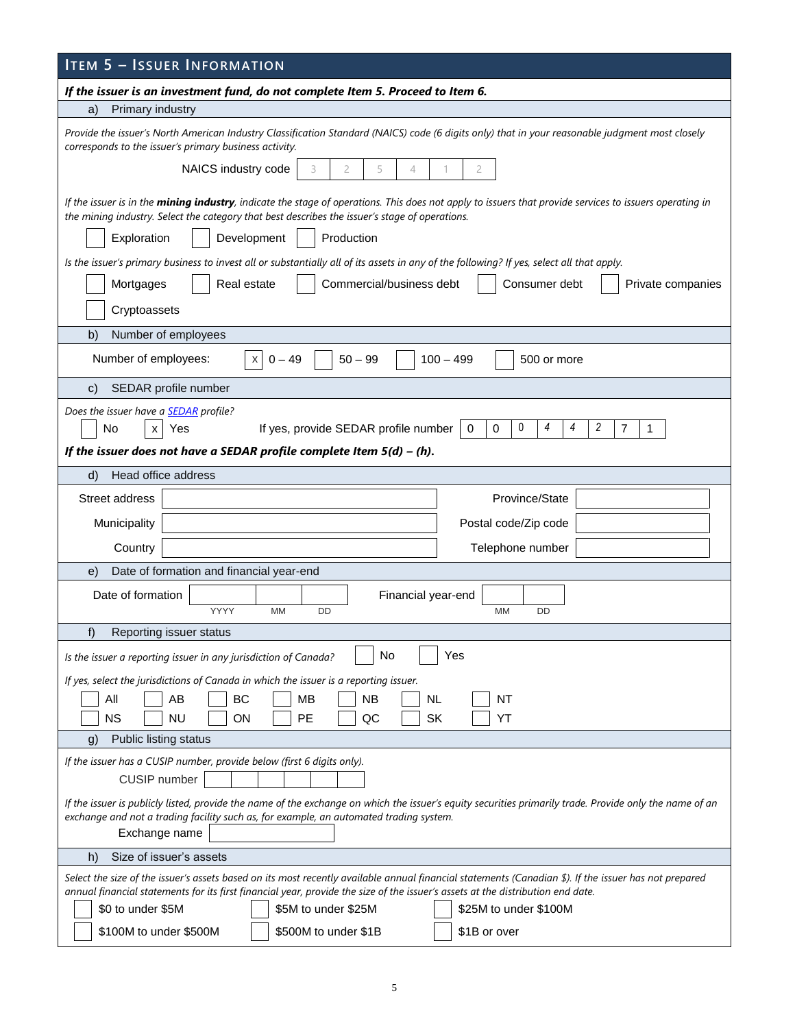## ITEM 5 – ISSUER INFORMATION

***If the issuer is an investment fund, do not complete Item 5. Proceed to Item 6.***

### a) Primary industry

*Provide the issuer's North American Industry Classification Standard (NAICS) code (6 digits only) that in your reasonable judgment most closely corresponds to the issuer's primary business activity.*

NAICS industry code: 3 2 5 4 1 2

*If the issuer is in the **mining industry**, indicate the stage of operations. This does not apply to issuers that provide services to issuers operating in the mining industry. Select the category that best describes the issuer's stage of operations.*

☐ Exploration ☐ Development ☐ Production

*Is the issuer's primary business to invest all or substantially all of its assets in any of the following? If yes, select all that apply.*

☐ Mortgages ☐ Real estate ☐ Commercial/business debt ☐ Consumer debt ☐ Private companies

☐ Cryptoassets

### b) Number of employees

Number of employees: ☒ 0 – 49 ☐ 50 – 99 ☐ 100 – 499 ☐ 500 or more

### c) SEDAR profile number

*Does the issuer have a [SEDAR](#) profile?*

☐ No ☒ Yes If yes, provide SEDAR profile number: 0 0 0 4 4 2 7 1

***If the issuer does not have a SEDAR profile complete Item 5(d) – (h).***

### d) Head office address

| | | | |
|---|---|---|---|
| Street address | | Province/State | |
| Municipality | | Postal code/Zip code | |
| Country | | Telephone number | |

### e) Date of formation and financial year-end

Date of formation: ____ (YYYY) ____ (MM) ____ (DD) Financial year-end: ____ (MM) ____ (DD)

### f) Reporting issuer status

*Is the issuer a reporting issuer in any jurisdiction of Canada?* ☐ No ☐ Yes

*If yes, select the jurisdictions of Canada in which the issuer is a reporting issuer.*

☐ All ☐ AB ☐ BC ☐ MB ☐ NB ☐ NL ☐ NT
☐ NS ☐ NU ☐ ON ☐ PE ☐ QC ☐ SK ☐ YT

### g) Public listing status

*If the issuer has a CUSIP number, provide below (first 6 digits only).*

CUSIP number: ______

*If the issuer is publicly listed, provide the name of the exchange on which the issuer's equity securities primarily trade. Provide only the name of an exchange and not a trading facility such as, for example, an automated trading system.*

Exchange name: ______

### h) Size of issuer's assets

*Select the size of the issuer's assets based on its most recently available annual financial statements (Canadian $). If the issuer has not prepared annual financial statements for its first financial year, provide the size of the issuer's assets at the distribution end date.*

☐ $0 to under $5M ☐ $5M to under $25M ☐ $25M to under $100M
☐ $100M to under $500M ☐ $500M to under $1B ☐ $1B or over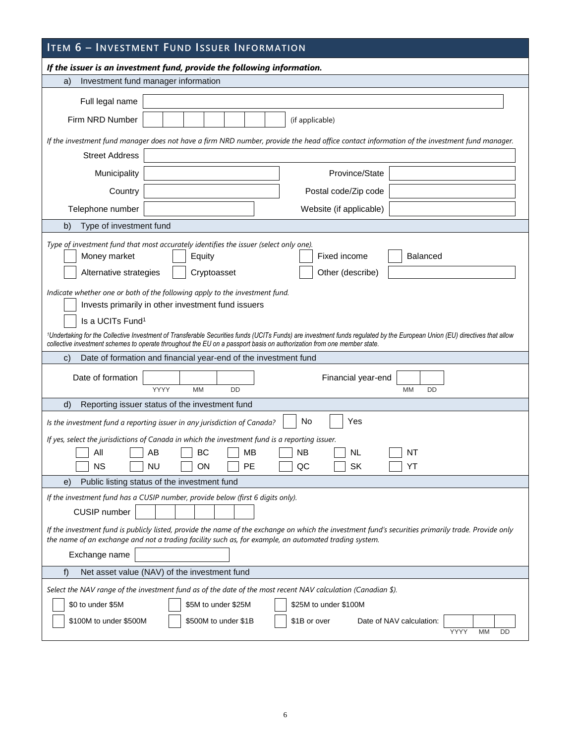## ITEM 6 – INVESTMENT FUND ISSUER INFORMATION

***If the issuer is an investment fund, provide the following information.***

### a) Investment fund manager information

Full legal name

Firm NRD Number (if applicable)

*If the investment fund manager does not have a firm NRD number, provide the head office contact information of the investment fund manager.*

Street Address

Municipality | Province/State

Country | Postal code/Zip code

Telephone number | Website (if applicable)

### b) Type of investment fund

*Type of investment fund that most accurately identifies the issuer (select only one).*

- ☐ Money market
- ☐ Equity
- ☐ Fixed income
- ☐ Balanced
- ☐ Alternative strategies
- ☐ Cryptoasset
- ☐ Other (describe)

*Indicate whether one or both of the following apply to the investment fund.*

- ☐ Invests primarily in other investment fund issuers
- ☐ Is a UCITs Fund[1]

*[1]Undertaking for the Collective Investment of Transferable Securities funds (UCITs Funds) are investment funds regulated by the European Union (EU) directives that allow collective investment schemes to operate throughout the EU on a passport basis on authorization from one member state.*

### c) Date of formation and financial year-end of the investment fund

Date of formation (YYYY MM DD) | Financial year-end (MM DD)

### d) Reporting issuer status of the investment fund

*Is the investment fund a reporting issuer in any jurisdiction of Canada?* ☐ No ☐ Yes

*If yes, select the jurisdictions of Canada in which the investment fund is a reporting issuer.*

| ☐ All | ☐ AB | ☐ BC | ☐ MB | ☐ NB | ☐ NL | ☐ NT |
|---|---|---|---|---|---|---|
| ☐ NS | ☐ NU | ☐ ON | ☐ PE | ☐ QC | ☐ SK | ☐ YT |

### e) Public listing status of the investment fund

*If the investment fund has a CUSIP number, provide below (first 6 digits only).*

CUSIP number

*If the investment fund is publicly listed, provide the name of the exchange on which the investment fund's securities primarily trade. Provide only the name of an exchange and not a trading facility such as, for example, an automated trading system.*

Exchange name

### f) Net asset value (NAV) of the investment fund

*Select the NAV range of the investment fund as of the date of the most recent NAV calculation (Canadian $).*

- ☐ $0 to under $5M
- ☐ $5M to under $25M
- ☐ $25M to under $100M
- ☐ $100M to under $500M
- ☐ $500M to under $1B
- ☐ $1B or over

Date of NAV calculation: (YYYY MM DD)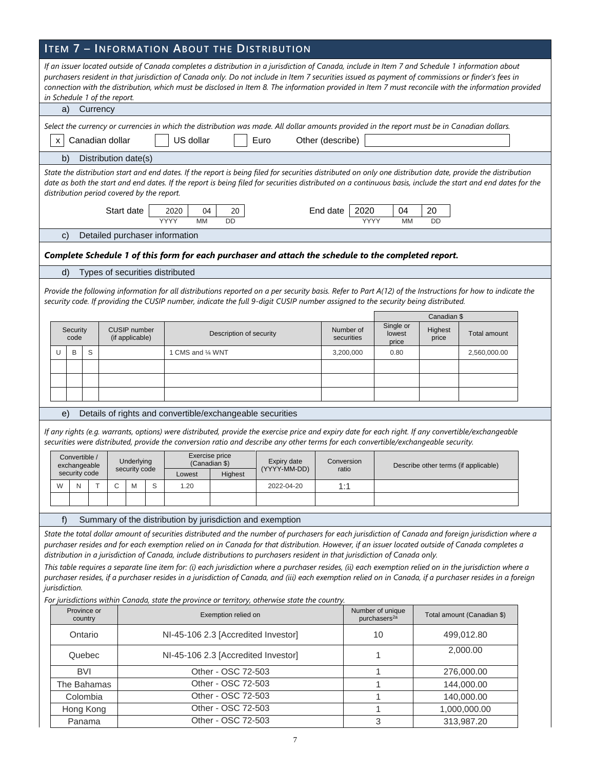## ITEM 7 – INFORMATION ABOUT THE DISTRIBUTION

*If an issuer located outside of Canada completes a distribution in a jurisdiction of Canada, include in Item 7 and Schedule 1 information about purchasers resident in that jurisdiction of Canada only. Do not include in Item 7 securities issued as payment of commissions or finder's fees in connection with the distribution, which must be disclosed in Item 8. The information provided in Item 7 must reconcile with the information provided in Schedule 1 of the report.*

### a) Currency

*Select the currency or currencies in which the distribution was made. All dollar amounts provided in the report must be in Canadian dollars.*

[x] Canadian dollar [ ] US dollar [ ] Euro Other (describe) ______

### b) Distribution date(s)

*State the distribution start and end dates. If the report is being filed for securities distributed on only one distribution date, provide the distribution date as both the start and end dates. If the report is being filed for securities distributed on a continuous basis, include the start and end dates for the distribution period covered by the report.*

| | YYYY | MM | DD |
|---|---|---|---|
| Start date | 2020 | 04 | 20 |
| End date | 2020 | 04 | 20 |

### c) Detailed purchaser information

***Complete Schedule 1 of this form for each purchaser and attach the schedule to the completed report.***

### d) Types of securities distributed

*Provide the following information for all distributions reported on a per security basis. Refer to Part A(12) of the Instructions for how to indicate the security code. If providing the CUSIP number, indicate the full 9-digit CUSIP number assigned to the security being distributed.*

| Security code | CUSIP number (if applicable) | Description of security | Number of securities | Canadian $ Single or lowest price | Highest price | Total amount |
|---|---|---|---|---|---|---|
| UBS | | 1 CMS and ¼ WNT | 3,200,000 | 0.80 | | 2,560,000.00 |
| | | | | | | |
| | | | | | | |
| | | | | | | |

### e) Details of rights and convertible/exchangeable securities

*If any rights (e.g. warrants, options) were distributed, provide the exercise price and expiry date for each right. If any convertible/exchangeable securities were distributed, provide the conversion ratio and describe any other terms for each convertible/exchangeable security.*

| Convertible / exchangeable security code | Underlying security code | Exercise price (Canadian $) Lowest | Highest | Expiry date (YYYY-MM-DD) | Conversion ratio | Describe other terms (if applicable) |
|---|---|---|---|---|---|---|
| WNT | CMS | 1.20 | | 2022-04-20 | 1:1 | |
| | | | | | | |

### f) Summary of the distribution by jurisdiction and exemption

*State the total dollar amount of securities distributed and the number of purchasers for each jurisdiction of Canada and foreign jurisdiction where a purchaser resides and for each exemption relied on in Canada for that distribution. However, if an issuer located outside of Canada completes a distribution in a jurisdiction of Canada, include distributions to purchasers resident in that jurisdiction of Canada only.*

*This table requires a separate line item for: (i) each jurisdiction where a purchaser resides, (ii) each exemption relied on in the jurisdiction where a purchaser resides, if a purchaser resides in a jurisdiction of Canada, and (iii) each exemption relied on in Canada, if a purchaser resides in a foreign jurisdiction.*

*For jurisdictions within Canada, state the province or territory, otherwise state the country.*

| Province or country | Exemption relied on | Number of unique purchasers[2a] | Total amount (Canadian $) |
|---|---|---|---|
| Ontario | NI-45-106 2.3 [Accredited Investor] | 10 | 499,012.80 |
| Quebec | NI-45-106 2.3 [Accredited Investor] | 1 | 2,000.00 |
| BVI | Other - OSC 72-503 | 1 | 276,000.00 |
| The Bahamas | Other - OSC 72-503 | 1 | 144,000.00 |
| Colombia | Other - OSC 72-503 | 1 | 140,000.00 |
| Hong Kong | Other - OSC 72-503 | 1 | 1,000,000.00 |
| Panama | Other - OSC 72-503 | 3 | 313,987.20 |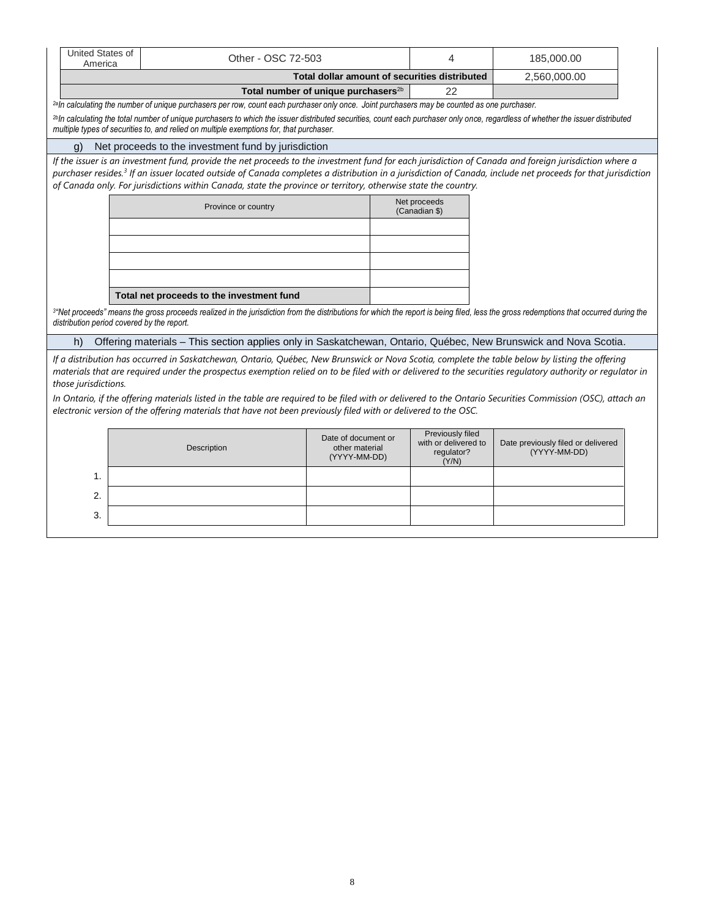| United States of America | Other - OSC 72-503 | 4 | 185,000.00 |
|---|---|---|---|
| | **Total dollar amount of securities distributed** | | 2,560,000.00 |
| | **Total number of unique purchasers**[2b] | 22 | |

*[2a]In calculating the number of unique purchasers per row, count each purchaser only once. Joint purchasers may be counted as one purchaser.*

*[2b]In calculating the total number of unique purchasers to which the issuer distributed securities, count each purchaser only once, regardless of whether the issuer distributed multiple types of securities to, and relied on multiple exemptions for, that purchaser.*

## g) Net proceeds to the investment fund by jurisdiction

*If the issuer is an investment fund, provide the net proceeds to the investment fund for each jurisdiction of Canada and foreign jurisdiction where a purchaser resides.[3] If an issuer located outside of Canada completes a distribution in a jurisdiction of Canada, include net proceeds for that jurisdiction of Canada only. For jurisdictions within Canada, state the province or territory, otherwise state the country.*

| Province or country | Net proceeds (Canadian $) |
|---|---|
| | |
| | |
| | |
| | |
| **Total net proceeds to the investment fund** | |

*[3]"Net proceeds" means the gross proceeds realized in the jurisdiction from the distributions for which the report is being filed, less the gross redemptions that occurred during the distribution period covered by the report.*

## h) Offering materials – This section applies only in Saskatchewan, Ontario, Québec, New Brunswick and Nova Scotia.

*If a distribution has occurred in Saskatchewan, Ontario, Québec, New Brunswick or Nova Scotia, complete the table below by listing the offering materials that are required under the prospectus exemption relied on to be filed with or delivered to the securities regulatory authority or regulator in those jurisdictions.*

*In Ontario, if the offering materials listed in the table are required to be filed with or delivered to the Ontario Securities Commission (OSC), attach an electronic version of the offering materials that have not been previously filed with or delivered to the OSC.*

| | Description | Date of document or other material (YYYY-MM-DD) | Previously filed with or delivered to regulator? (Y/N) | Date previously filed or delivered (YYYY-MM-DD) |
|---|---|---|---|---|
| 1. | | | | |
| 2. | | | | |
| 3. | | | | |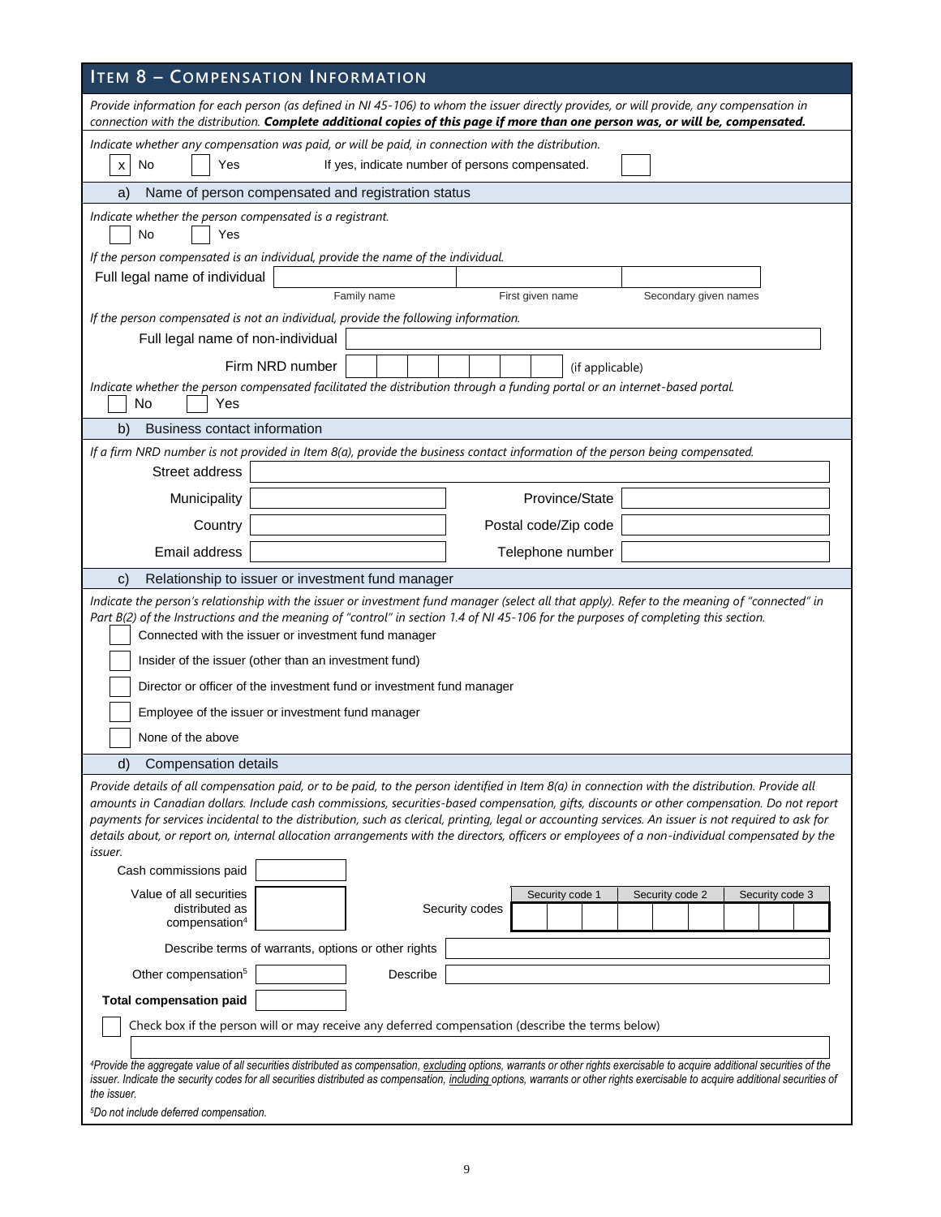## ITEM 8 – COMPENSATION INFORMATION

*Provide information for each person (as defined in NI 45-106) to whom the issuer directly provides, or will provide, any compensation in connection with the distribution.* ***Complete additional copies of this page if more than one person was, or will be, compensated.***

*Indicate whether any compensation was paid, or will be paid, in connection with the distribution.*

[x] No [ ] Yes   If yes, indicate number of persons compensated. [ ]

### a) Name of person compensated and registration status

*Indicate whether the person compensated is a registrant.*

[ ] No [ ] Yes

*If the person compensated is an individual, provide the name of the individual.*

| Full legal name of individual | | | |
|---|---|---|---|
| | Family name | First given name | Secondary given names |

*If the person compensated is not an individual, provide the following information.*

Full legal name of non-individual: 

Firm NRD number: (if applicable)

*Indicate whether the person compensated facilitated the distribution through a funding portal or an internet-based portal.*

[ ] No [ ] Yes

### b) Business contact information

*If a firm NRD number is not provided in Item 8(a), provide the business contact information of the person being compensated.*

| | | | |
|---|---|---|---|
| Street address | | | |
| Municipality | | Province/State | |
| Country | | Postal code/Zip code | |
| Email address | | Telephone number | |

### c) Relationship to issuer or investment fund manager

*Indicate the person's relationship with the issuer or investment fund manager (select all that apply). Refer to the meaning of "connected" in Part B(2) of the Instructions and the meaning of "control" in section 1.4 of NI 45-106 for the purposes of completing this section.*

[ ] Connected with the issuer or investment fund manager

[ ] Insider of the issuer (other than an investment fund)

[ ] Director or officer of the investment fund or investment fund manager

[ ] Employee of the issuer or investment fund manager

[ ] None of the above

### d) Compensation details

*Provide details of all compensation paid, or to be paid, to the person identified in Item 8(a) in connection with the distribution. Provide all amounts in Canadian dollars. Include cash commissions, securities-based compensation, gifts, discounts or other compensation. Do not report payments for services incidental to the distribution, such as clerical, printing, legal or accounting services. An issuer is not required to ask for details about, or report on, internal allocation arrangements with the directors, officers or employees of a non-individual compensated by the issuer.*

Cash commissions paid: 

Value of all securities distributed as compensation[4]:    Security codes: Security code 1 | Security code 2 | Security code 3

Describe terms of warrants, options or other rights: 

Other compensation[5]:    Describe: 

**Total compensation paid**: 

[ ] Check box if the person will or may receive any deferred compensation (describe the terms below)

*[4]Provide the aggregate value of all securities distributed as compensation, excluding options, warrants or other rights exercisable to acquire additional securities of the issuer. Indicate the security codes for all securities distributed as compensation, including options, warrants or other rights exercisable to acquire additional securities of the issuer.*

*[5]Do not include deferred compensation.*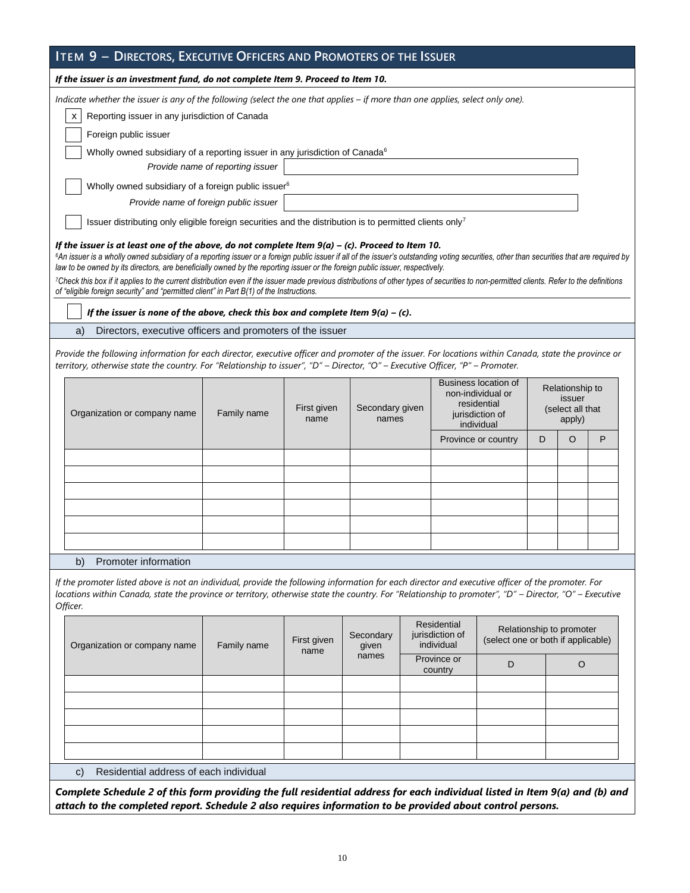## ITEM 9 – DIRECTORS, EXECUTIVE OFFICERS AND PROMOTERS OF THE ISSUER

***If the issuer is an investment fund, do not complete Item 9. Proceed to Item 10.***

*Indicate whether the issuer is any of the following (select the one that applies – if more than one applies, select only one).*

- [x] Reporting issuer in any jurisdiction of Canada
- [ ] Foreign public issuer
- [ ] Wholly owned subsidiary of a reporting issuer in any jurisdiction of Canada[6]
  *Provide name of reporting issuer* ____________________
- [ ] Wholly owned subsidiary of a foreign public issuer[6]
  *Provide name of foreign public issuer* ____________________
- [ ] Issuer distributing only eligible foreign securities and the distribution is to permitted clients only[7]

***If the issuer is at least one of the above, do not complete Item 9(a) – (c). Proceed to Item 10.***

*[6]An issuer is a wholly owned subsidiary of a reporting issuer or a foreign public issuer if all of the issuer's outstanding voting securities, other than securities that are required by law to be owned by its directors, are beneficially owned by the reporting issuer or the foreign public issuer, respectively.*

*[7]Check this box if it applies to the current distribution even if the issuer made previous distributions of other types of securities to non-permitted clients. Refer to the definitions of "eligible foreign security" and "permitted client" in Part B(1) of the Instructions.*

- [ ] ***If the issuer is none of the above, check this box and complete Item 9(a) – (c).***

### a) Directors, executive officers and promoters of the issuer

*Provide the following information for each director, executive officer and promoter of the issuer. For locations within Canada, state the province or territory, otherwise state the country. For "Relationship to issuer", "D" – Director, "O" – Executive Officer, "P" – Promoter.*

| Organization or company name | Family name | First given name | Secondary given names | Business location of non-individual or residential jurisdiction of individual | Relationship to issuer (select all that apply) | | |
|---|---|---|---|---|---|---|---|
| | | | | Province or country | D | O | P |
| | | | | | | | |
| | | | | | | | |
| | | | | | | | |
| | | | | | | | |
| | | | | | | | |
| | | | | | | | |

### b) Promoter information

*If the promoter listed above is not an individual, provide the following information for each director and executive officer of the promoter. For locations within Canada, state the province or territory, otherwise state the country. For "Relationship to promoter", "D" – Director, "O" – Executive Officer.*

| Organization or company name | Family name | First given name | Secondary given names | Residential jurisdiction of individual | Relationship to promoter (select one or both if applicable) | |
|---|---|---|---|---|---|---|
| | | | | Province or country | D | O |
| | | | | | | |
| | | | | | | |
| | | | | | | |
| | | | | | | |
| | | | | | | |

### c) Residential address of each individual

***Complete Schedule 2 of this form providing the full residential address for each individual listed in Item 9(a) and (b) and attach to the completed report. Schedule 2 also requires information to be provided about control persons.***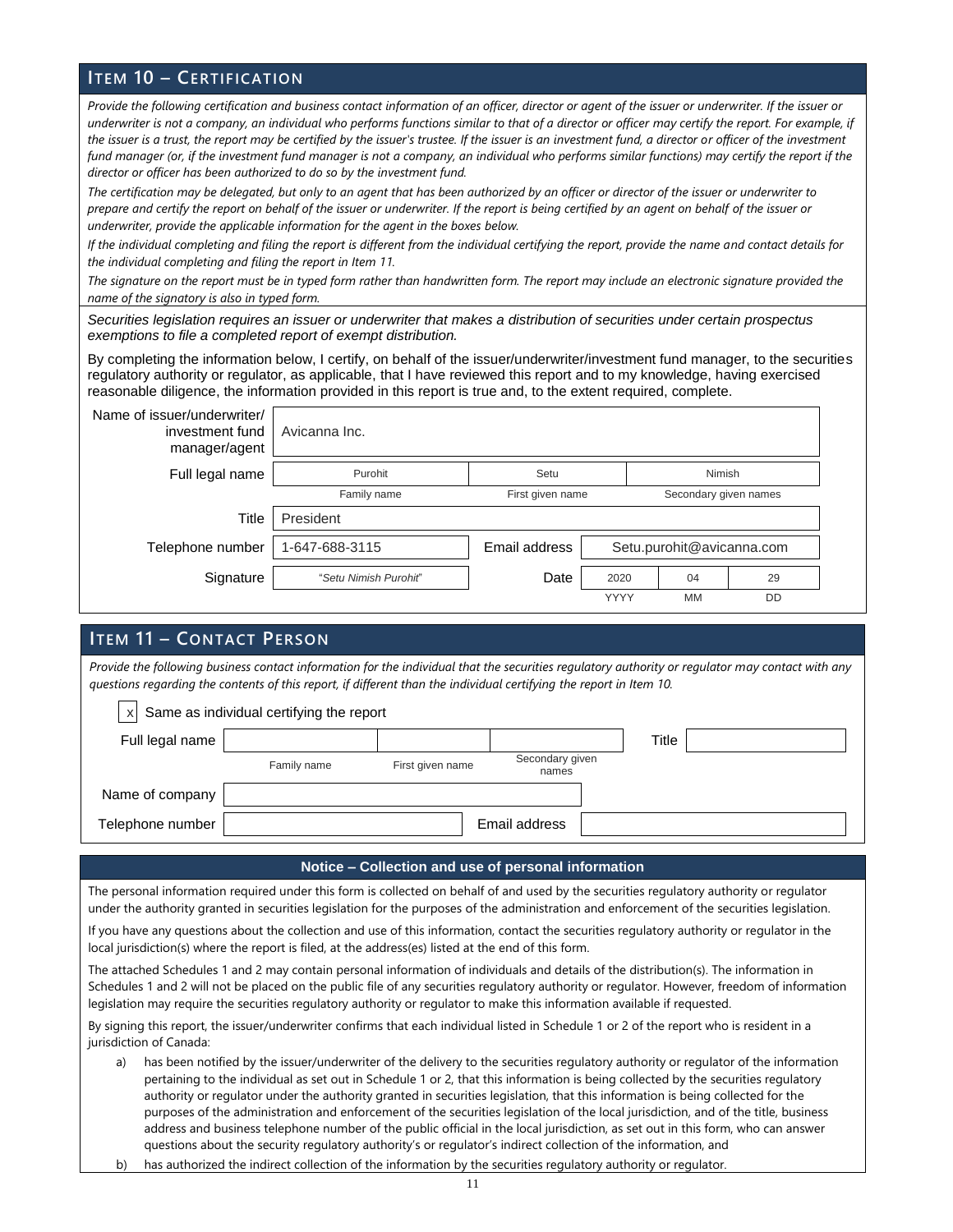## ITEM 10 – CERTIFICATION

*Provide the following certification and business contact information of an officer, director or agent of the issuer or underwriter. If the issuer or underwriter is not a company, an individual who performs functions similar to that of a director or officer may certify the report. For example, if the issuer is a trust, the report may be certified by the issuer's trustee. If the issuer is an investment fund, a director or officer of the investment fund manager (or, if the investment fund manager is not a company, an individual who performs similar functions) may certify the report if the director or officer has been authorized to do so by the investment fund.*

*The certification may be delegated, but only to an agent that has been authorized by an officer or director of the issuer or underwriter to prepare and certify the report on behalf of the issuer or underwriter. If the report is being certified by an agent on behalf of the issuer or underwriter, provide the applicable information for the agent in the boxes below.*

*If the individual completing and filing the report is different from the individual certifying the report, provide the name and contact details for the individual completing and filing the report in Item 11.*

*The signature on the report must be in typed form rather than handwritten form. The report may include an electronic signature provided the name of the signatory is also in typed form.*

*Securities legislation requires an issuer or underwriter that makes a distribution of securities under certain prospectus exemptions to file a completed report of exempt distribution.*

By completing the information below, I certify, on behalf of the issuer/underwriter/investment fund manager, to the securities regulatory authority or regulator, as applicable, that I have reviewed this report and to my knowledge, having exercised reasonable diligence, the information provided in this report is true and, to the extent required, complete.

| | | | | | |
|---|---|---|---|---|---|
| Name of issuer/underwriter/ investment fund manager/agent | Avicanna Inc. | | | | |
| Full legal name | Purohit (Family name) | Setu (First given name) | Nimish (Secondary given names) | | |
| Title | President | | | | |
| Telephone number | 1-647-688-3115 | Email address | Setu.purohit@avicanna.com | | |
| Signature | "*Setu Nimish Purohit*" | Date | 2020 (YYYY) | 04 (MM) | 29 (DD) |

## ITEM 11 – CONTACT PERSON

*Provide the following business contact information for the individual that the securities regulatory authority or regulator may contact with any questions regarding the contents of this report, if different than the individual certifying the report in Item 10.*

[x] Same as individual certifying the report

| | | | | | |
|---|---|---|---|---|---|
| Full legal name | (Family name) | (First given name) | (Secondary given names) | Title | |
| Name of company | | | | | |
| Telephone number | | Email address | | | |

**Notice – Collection and use of personal information**

The personal information required under this form is collected on behalf of and used by the securities regulatory authority or regulator under the authority granted in securities legislation for the purposes of the administration and enforcement of the securities legislation.

If you have any questions about the collection and use of this information, contact the securities regulatory authority or regulator in the local jurisdiction(s) where the report is filed, at the address(es) listed at the end of this form.

The attached Schedules 1 and 2 may contain personal information of individuals and details of the distribution(s). The information in Schedules 1 and 2 will not be placed on the public file of any securities regulatory authority or regulator. However, freedom of information legislation may require the securities regulatory authority or regulator to make this information available if requested.

By signing this report, the issuer/underwriter confirms that each individual listed in Schedule 1 or 2 of the report who is resident in a jurisdiction of Canada:

a) has been notified by the issuer/underwriter of the delivery to the securities regulatory authority or regulator of the information pertaining to the individual as set out in Schedule 1 or 2, that this information is being collected by the securities regulatory authority or regulator under the authority granted in securities legislation, that this information is being collected for the purposes of the administration and enforcement of the securities legislation of the local jurisdiction, and of the title, business address and business telephone number of the public official in the local jurisdiction, as set out in this form, who can answer questions about the security regulatory authority's or regulator's indirect collection of the information, and

b) has authorized the indirect collection of the information by the securities regulatory authority or regulator.